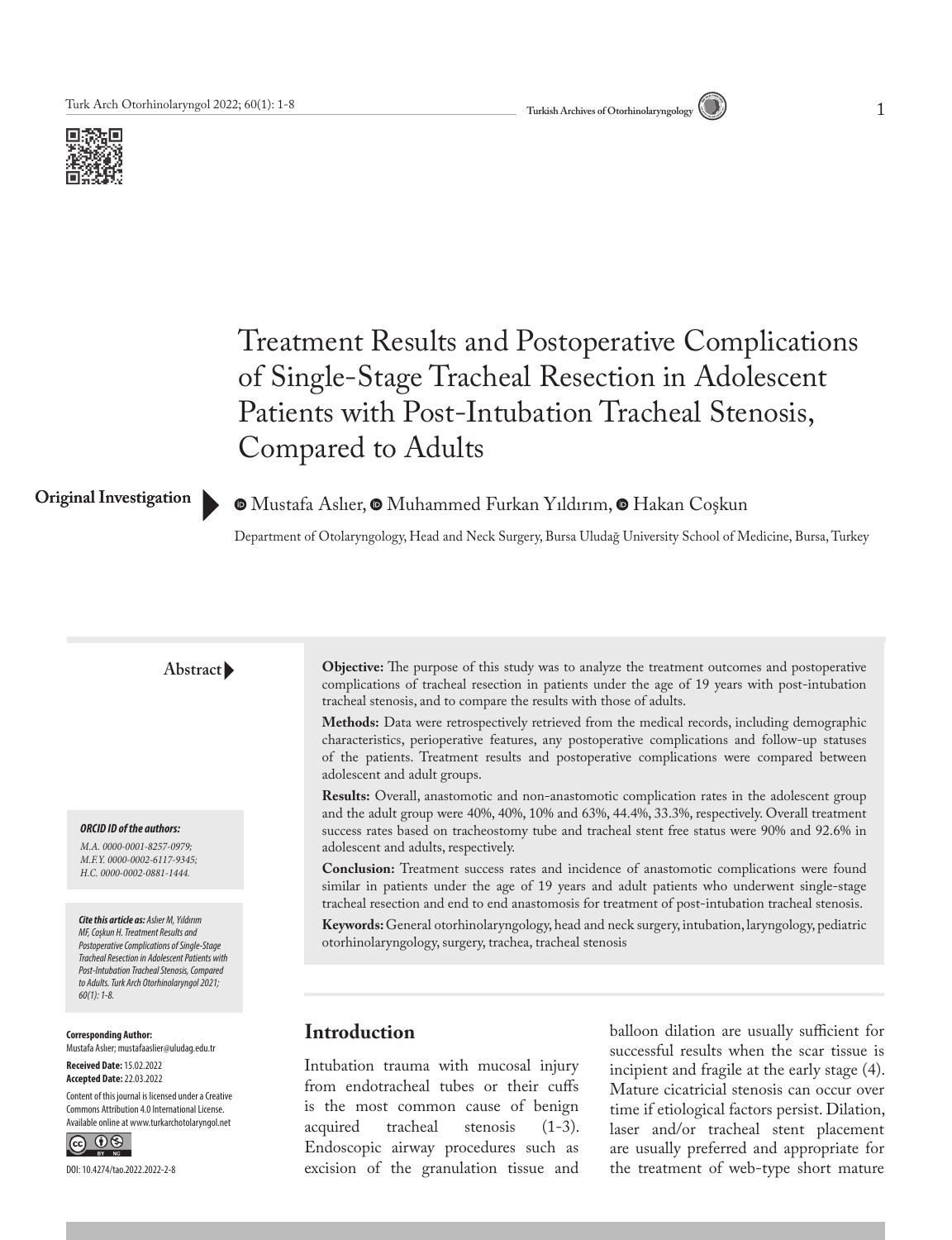# Treatment Results and Postoperative Complications of Single-Stage Tracheal Resection in Adolescent Patients with Post-Intubation Tracheal Stenosis, Compared to Adults

**Original Investigation**

Mustafa Aslıer, Muhammed Furkan Yıldırım, Hakan Coşkun

Department of Otolaryngology, Head and Neck Surgery, Bursa Uludağ University School of Medicine, Bursa, Turkey

## Abstract

**Objective:** The purpose of this study was to analyze the treatment outcomes and postoperative complications of tracheal resection in patients under the age of 19 years with post-intubation tracheal stenosis, and to compare the results with those of adults.

**Methods:** Data were retrospectively retrieved from the medical records, including demographic characteristics, perioperative features, any postoperative complications and follow-up statuses of the patients. Treatment results and postoperative complications were compared between adolescent and adult groups.

**Results:** Overall, anastomotic and non-anastomotic complication rates in the adolescent group and the adult group were 40%, 40%, 10% and 63%, 44.4%, 33.3%, respectively. Overall treatment success rates based on tracheostomy tube and tracheal stent free status were 90% and 92.6% in adolescent and adults, respectively.

**Conclusion:** Treatment success rates and incidence of anastomotic complications were found similar in patients under the age of 19 years and adult patients who underwent single-stage tracheal resection and end to end anastomosis for treatment of post-intubation tracheal stenosis.

**Keywords:** General otorhinolaryngology, head and neck surgery, intubation, laryngology, pediatric otorhinolaryngology, surgery, trachea, tracheal stenosis

***ORCID ID of the authors:***

*M.A. 0000-0001-8257-0979;*
*M.F.Y. 0000-0002-6117-9345;*
*H.C. 0000-0002-0881-1444.*

***Cite this article as:** Aslıer M, Yıldırım MF, Coşkun H. Treatment Results and Postoperative Complications of Single-Stage Tracheal Resection in Adolescent Patients with Post-Intubation Tracheal Stenosis, Compared to Adults. Turk Arch Otorhinolaryngol 2021; 60(1): 1-8.*

**Corresponding Author:**
Mustafa Aslıer; mustafaaslier@uludag.edu.tr

**Received Date:** 15.02.2022
**Accepted Date:** 22.03.2022

Content of this journal is licensed under a Creative Commons Attribution 4.0 International License. Available online at www.turkarchotolaryngol.net

DOI: 10.4274/tao.2022.2022-2-8

## Introduction

Intubation trauma with mucosal injury from endotracheal tubes or their cuffs is the most common cause of benign acquired tracheal stenosis (1-3). Endoscopic airway procedures such as excision of the granulation tissue and balloon dilation are usually sufficient for successful results when the scar tissue is incipient and fragile at the early stage (4). Mature cicatricial stenosis can occur over time if etiological factors persist. Dilation, laser and/or tracheal stent placement are usually preferred and appropriate for the treatment of web-type short mature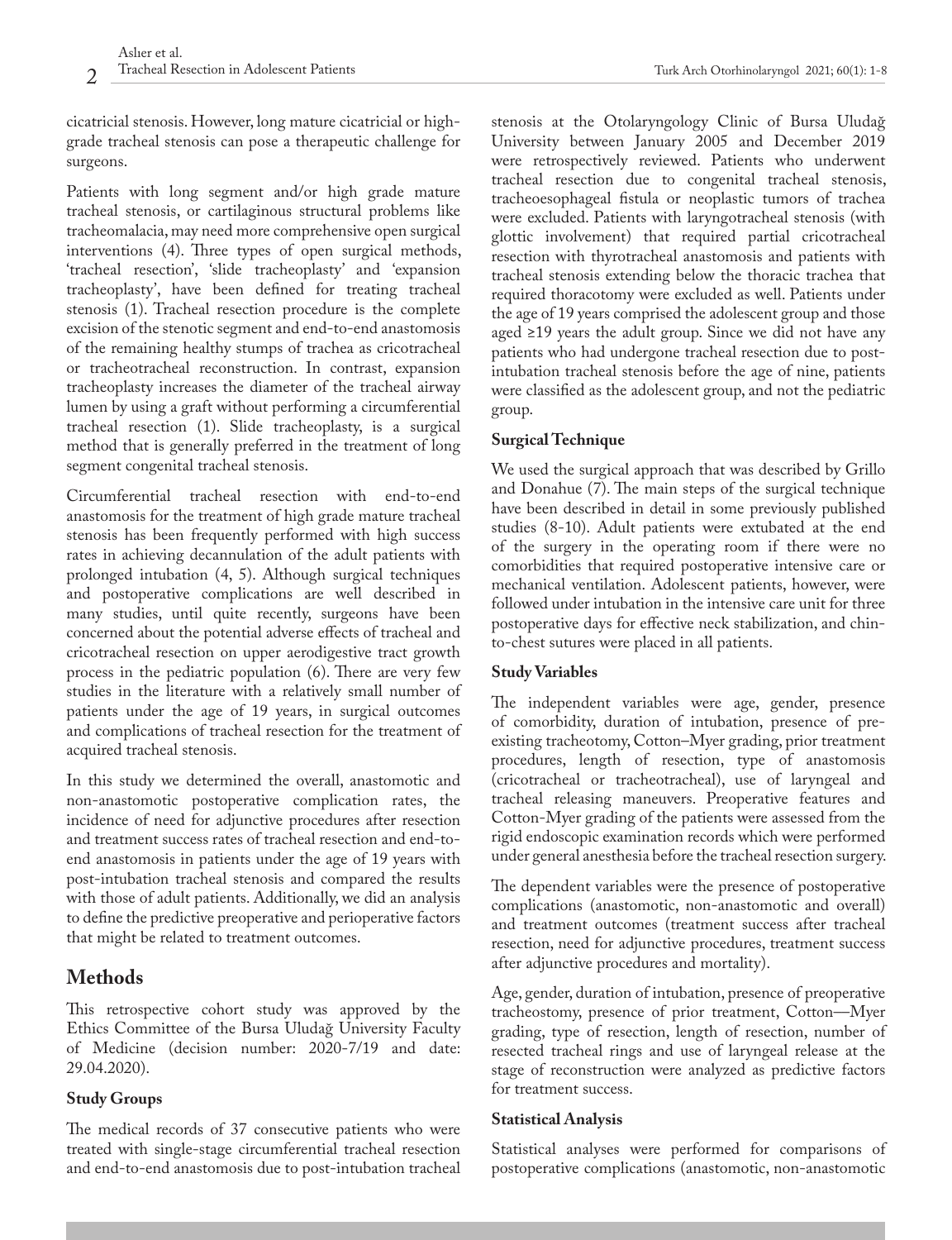cicatricial stenosis. However, long mature cicatricial or high-grade tracheal stenosis can pose a therapeutic challenge for surgeons.

Patients with long segment and/or high grade mature tracheal stenosis, or cartilaginous structural problems like tracheomalacia, may need more comprehensive open surgical interventions (4). Three types of open surgical methods, 'tracheal resection', 'slide tracheoplasty' and 'expansion tracheoplasty', have been defined for treating tracheal stenosis (1). Tracheal resection procedure is the complete excision of the stenotic segment and end-to-end anastomosis of the remaining healthy stumps of trachea as cricotracheal or tracheotracheal reconstruction. In contrast, expansion tracheoplasty increases the diameter of the tracheal airway lumen by using a graft without performing a circumferential tracheal resection (1). Slide tracheoplasty, is a surgical method that is generally preferred in the treatment of long segment congenital tracheal stenosis.

Circumferential tracheal resection with end-to-end anastomosis for the treatment of high grade mature tracheal stenosis has been frequently performed with high success rates in achieving decannulation of the adult patients with prolonged intubation (4, 5). Although surgical techniques and postoperative complications are well described in many studies, until quite recently, surgeons have been concerned about the potential adverse effects of tracheal and cricotracheal resection on upper aerodigestive tract growth process in the pediatric population (6). There are very few studies in the literature with a relatively small number of patients under the age of 19 years, in surgical outcomes and complications of tracheal resection for the treatment of acquired tracheal stenosis.

In this study we determined the overall, anastomotic and non-anastomotic postoperative complication rates, the incidence of need for adjunctive procedures after resection and treatment success rates of tracheal resection and end-to-end anastomosis in patients under the age of 19 years with post-intubation tracheal stenosis and compared the results with those of adult patients. Additionally, we did an analysis to define the predictive preoperative and perioperative factors that might be related to treatment outcomes.

## Methods

This retrospective cohort study was approved by the Ethics Committee of the Bursa Uludağ University Faculty of Medicine (decision number: 2020-7/19 and date: 29.04.2020).

### Study Groups

The medical records of 37 consecutive patients who were treated with single-stage circumferential tracheal resection and end-to-end anastomosis due to post-intubation tracheal stenosis at the Otolaryngology Clinic of Bursa Uludağ University between January 2005 and December 2019 were retrospectively reviewed. Patients who underwent tracheal resection due to congenital tracheal stenosis, tracheoesophageal fistula or neoplastic tumors of trachea were excluded. Patients with laryngotracheal stenosis (with glottic involvement) that required partial cricotracheal resection with thyrotracheal anastomosis and patients with tracheal stenosis extending below the thoracic trachea that required thoracotomy were excluded as well. Patients under the age of 19 years comprised the adolescent group and those aged ≥19 years the adult group. Since we did not have any patients who had undergone tracheal resection due to post-intubation tracheal stenosis before the age of nine, patients were classified as the adolescent group, and not the pediatric group.

### Surgical Technique

We used the surgical approach that was described by Grillo and Donahue (7). The main steps of the surgical technique have been described in detail in some previously published studies (8-10). Adult patients were extubated at the end of the surgery in the operating room if there were no comorbidities that required postoperative intensive care or mechanical ventilation. Adolescent patients, however, were followed under intubation in the intensive care unit for three postoperative days for effective neck stabilization, and chin-to-chest sutures were placed in all patients.

### Study Variables

The independent variables were age, gender, presence of comorbidity, duration of intubation, presence of pre-existing tracheotomy, Cotton–Myer grading, prior treatment procedures, length of resection, type of anastomosis (cricotracheal or tracheotracheal), use of laryngeal and tracheal releasing maneuvers. Preoperative features and Cotton-Myer grading of the patients were assessed from the rigid endoscopic examination records which were performed under general anesthesia before the tracheal resection surgery.

The dependent variables were the presence of postoperative complications (anastomotic, non-anastomotic and overall) and treatment outcomes (treatment success after tracheal resection, need for adjunctive procedures, treatment success after adjunctive procedures and mortality).

Age, gender, duration of intubation, presence of preoperative tracheostomy, presence of prior treatment, Cotton—Myer grading, type of resection, length of resection, number of resected tracheal rings and use of laryngeal release at the stage of reconstruction were analyzed as predictive factors for treatment success.

### Statistical Analysis

Statistical analyses were performed for comparisons of postoperative complications (anastomotic, non-anastomotic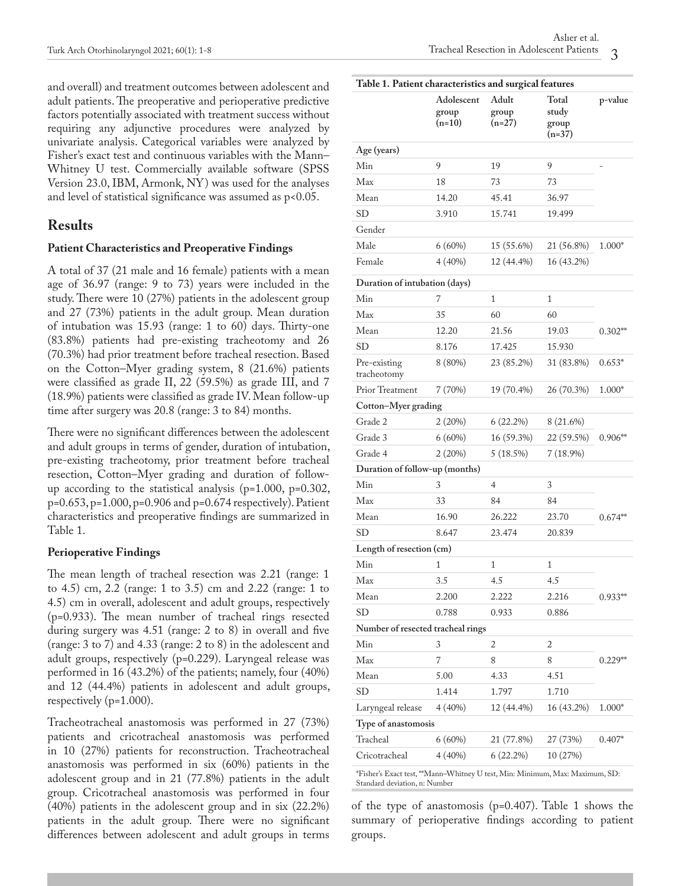and overall) and treatment outcomes between adolescent and adult patients. The preoperative and perioperative predictive factors potentially associated with treatment success without requiring any adjunctive procedures were analyzed by univariate analysis. Categorical variables were analyzed by Fisher's exact test and continuous variables with the Mann–Whitney U test. Commercially available software (SPSS Version 23.0, IBM, Armonk, NY) was used for the analyses and level of statistical significance was assumed as $p<0.05$.

## Results

### Patient Characteristics and Preoperative Findings

A total of 37 (21 male and 16 female) patients with a mean age of 36.97 (range: 9 to 73) years were included in the study. There were 10 (27%) patients in the adolescent group and 27 (73%) patients in the adult group. Mean duration of intubation was 15.93 (range: 1 to 60) days. Thirty-one (83.8%) patients had pre-existing tracheotomy and 26 (70.3%) had prior treatment before tracheal resection. Based on the Cotton–Myer grading system, 8 (21.6%) patients were classified as grade II, 22 (59.5%) as grade III, and 7 (18.9%) patients were classified as grade IV. Mean follow-up time after surgery was 20.8 (range: 3 to 84) months.

There were no significant differences between the adolescent and adult groups in terms of gender, duration of intubation, pre-existing tracheotomy, prior treatment before tracheal resection, Cotton–Myer grading and duration of follow-up according to the statistical analysis (p=1.000, p=0.302, p=0.653, p=1.000, p=0.906 and p=0.674 respectively). Patient characteristics and preoperative findings are summarized in Table 1.

### Perioperative Findings

The mean length of tracheal resection was 2.21 (range: 1 to 4.5) cm, 2.2 (range: 1 to 3.5) cm and 2.22 (range: 1 to 4.5) cm in overall, adolescent and adult groups, respectively (p=0.933). The mean number of tracheal rings resected during surgery was 4.51 (range: 2 to 8) in overall and five (range: 3 to 7) and 4.33 (range: 2 to 8) in the adolescent and adult groups, respectively (p=0.229). Laryngeal release was performed in 16 (43.2%) of the patients; namely, four (40%) and 12 (44.4%) patients in adolescent and adult groups, respectively (p=1.000).

Tracheotracheal anastomosis was performed in 27 (73%) patients and cricotracheal anastomosis was performed in 10 (27%) patients for reconstruction. Tracheotracheal anastomosis was performed in six (60%) patients in the adolescent group and in 21 (77.8%) patients in the adult group. Cricotracheal anastomosis was performed in four (40%) patients in the adolescent group and in six (22.2%) patients in the adult group. There were no significant differences between adolescent and adult groups in terms of the type of anastomosis (p=0.407). Table 1 shows the summary of perioperative findings according to patient groups.

**Table 1. Patient characteristics and surgical features**

| | Adolescent group (n=10) | Adult group (n=27) | Total study group (n=37) | p-value |
|---|---|---|---|---|
| **Age (years)** | | | | |
| Min | 9 | 19 | 9 | - |
| Max | 18 | 73 | 73 | |
| Mean | 14.20 | 45.41 | 36.97 | |
| SD | 3.910 | 15.741 | 19.499 | |
| Gender | | | | |
| Male | 6 (60%) | 15 (55.6%) | 21 (56.8%) | 1.000* |
| Female | 4 (40%) | 12 (44.4%) | 16 (43.2%) | |
| **Duration of intubation (days)** | | | | |
| Min | 7 | 1 | 1 | |
| Max | 35 | 60 | 60 | |
| Mean | 12.20 | 21.56 | 19.03 | 0.302** |
| SD | 8.176 | 17.425 | 15.930 | |
| Pre-existing tracheotomy | 8 (80%) | 23 (85.2%) | 31 (83.8%) | 0.653* |
| Prior Treatment | 7 (70%) | 19 (70.4%) | 26 (70.3%) | 1.000* |
| **Cotton–Myer grading** | | | | |
| Grade 2 | 2 (20%) | 6 (22.2%) | 8 (21.6%) | |
| Grade 3 | 6 (60%) | 16 (59.3%) | 22 (59.5%) | 0.906** |
| Grade 4 | 2 (20%) | 5 (18.5%) | 7 (18.9%) | |
| **Duration of follow-up (months)** | | | | |
| Min | 3 | 4 | 3 | |
| Max | 33 | 84 | 84 | |
| Mean | 16.90 | 26.222 | 23.70 | 0.674** |
| SD | 8.647 | 23.474 | 20.839 | |
| **Length of resection (cm)** | | | | |
| Min | 1 | 1 | 1 | |
| Max | 3.5 | 4.5 | 4.5 | |
| Mean | 2.200 | 2.222 | 2.216 | 0.933** |
| SD | 0.788 | 0.933 | 0.886 | |
| **Number of resected tracheal rings** | | | | |
| Min | 3 | 2 | 2 | |
| Max | 7 | 8 | 8 | 0.229** |
| Mean | 5.00 | 4.33 | 4.51 | |
| SD | 1.414 | 1.797 | 1.710 | |
| Laryngeal release | 4 (40%) | 12 (44.4%) | 16 (43.2%) | 1.000* |
| **Type of anastomosis** | | | | |
| Tracheal | 6 (60%) | 21 (77.8%) | 27 (73%) | 0.407* |
| Cricotracheal | 4 (40%) | 6 (22.2%) | 10 (27%) | |

*Fisher's Exact test, **Mann–Whitney U test, Min: Minimum, Max: Maximum, SD: Standard deviation, n: Number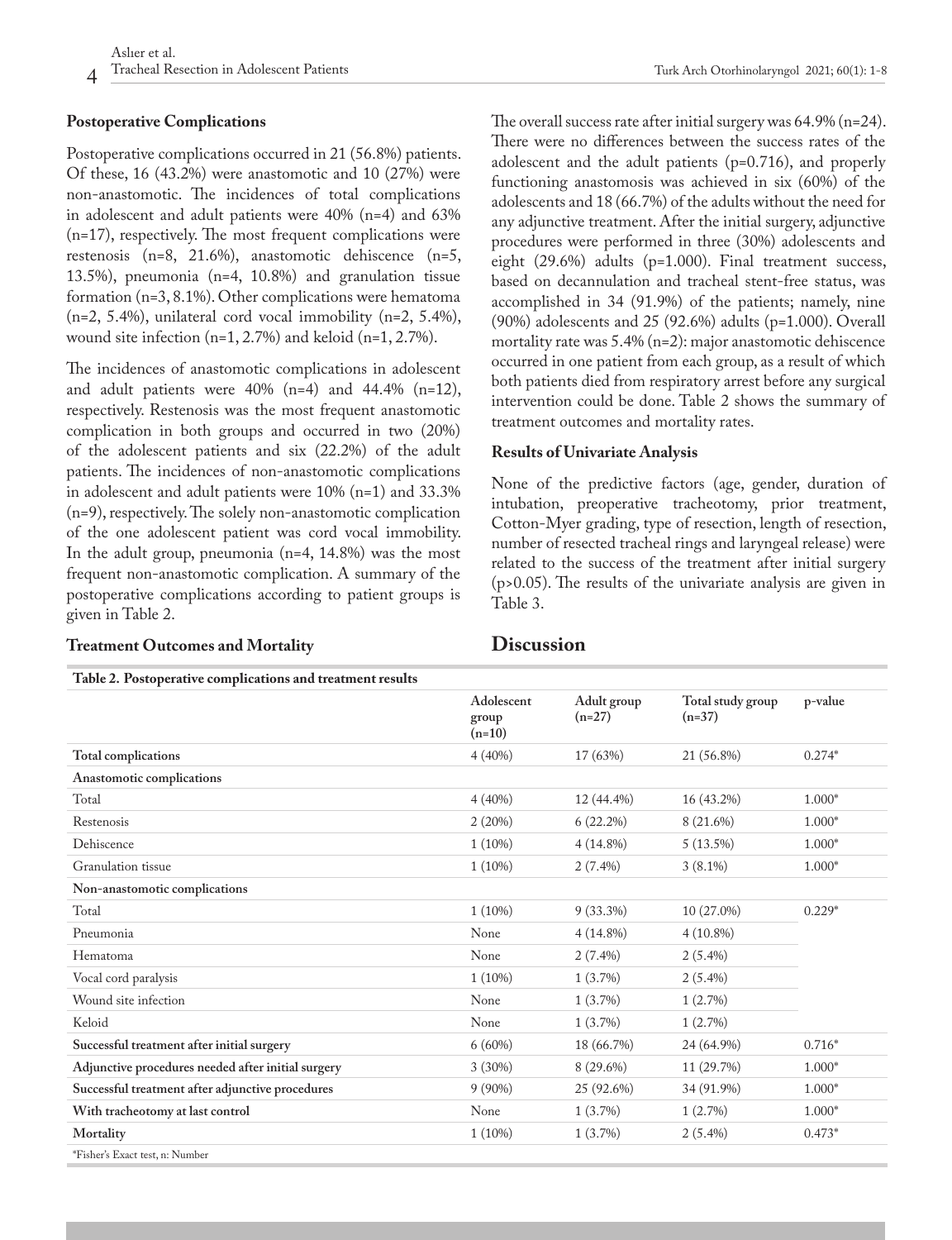### Postoperative Complications

Postoperative complications occurred in 21 (56.8%) patients. Of these, 16 (43.2%) were anastomotic and 10 (27%) were non-anastomotic. The incidences of total complications in adolescent and adult patients were 40% (n=4) and 63% (n=17), respectively. The most frequent complications were restenosis (n=8, 21.6%), anastomotic dehiscence (n=5, 13.5%), pneumonia (n=4, 10.8%) and granulation tissue formation (n=3, 8.1%). Other complications were hematoma (n=2, 5.4%), unilateral cord vocal immobility (n=2, 5.4%), wound site infection (n=1, 2.7%) and keloid (n=1, 2.7%).

The incidences of anastomotic complications in adolescent and adult patients were 40% (n=4) and 44.4% (n=12), respectively. Restenosis was the most frequent anastomotic complication in both groups and occurred in two (20%) of the adolescent patients and six (22.2%) of the adult patients. The incidences of non-anastomotic complications in adolescent and adult patients were 10% (n=1) and 33.3% (n=9), respectively. The solely non-anastomotic complication of the one adolescent patient was cord vocal immobility. In the adult group, pneumonia (n=4, 14.8%) was the most frequent non-anastomotic complication. A summary of the postoperative complications according to patient groups is given in Table 2.

### Treatment Outcomes and Mortality

The overall success rate after initial surgery was 64.9% (n=24). There were no differences between the success rates of the adolescent and the adult patients (p=0.716), and properly functioning anastomosis was achieved in six (60%) of the adolescents and 18 (66.7%) of the adults without the need for any adjunctive treatment. After the initial surgery, adjunctive procedures were performed in three (30%) adolescents and eight (29.6%) adults (p=1.000). Final treatment success, based on decannulation and tracheal stent-free status, was accomplished in 34 (91.9%) of the patients; namely, nine (90%) adolescents and 25 (92.6%) adults (p=1.000). Overall mortality rate was 5.4% (n=2): major anastomotic dehiscence occurred in one patient from each group, as a result of which both patients died from respiratory arrest before any surgical intervention could be done. Table 2 shows the summary of treatment outcomes and mortality rates.

### Results of Univariate Analysis

None of the predictive factors (age, gender, duration of intubation, preoperative tracheotomy, prior treatment, Cotton-Myer grading, type of resection, length of resection, number of resected tracheal rings and laryngeal release) were related to the success of the treatment after initial surgery (p>0.05). The results of the univariate analysis are given in Table 3.

## Discussion

**Table 2. Postoperative complications and treatment results**

| | Adolescent group (n=10) | Adult group (n=27) | Total study group (n=37) | p-value |
|---|---|---|---|---|
| **Total complications** | 4 (40%) | 17 (63%) | 21 (56.8%) | 0.274* |
| **Anastomotic complications** | | | | |
| Total | 4 (40%) | 12 (44.4%) | 16 (43.2%) | 1.000* |
| Restenosis | 2 (20%) | 6 (22.2%) | 8 (21.6%) | 1.000* |
| Dehiscence | 1 (10%) | 4 (14.8%) | 5 (13.5%) | 1.000* |
| Granulation tissue | 1 (10%) | 2 (7.4%) | 3 (8.1%) | 1.000* |
| **Non-anastomotic complications** | | | | |
| Total | 1 (10%) | 9 (33.3%) | 10 (27.0%) | 0.229* |
| Pneumonia | None | 4 (14.8%) | 4 (10.8%) | |
| Hematoma | None | 2 (7.4%) | 2 (5.4%) | |
| Vocal cord paralysis | 1 (10%) | 1 (3.7%) | 2 (5.4%) | |
| Wound site infection | None | 1 (3.7%) | 1 (2.7%) | |
| Keloid | None | 1 (3.7%) | 1 (2.7%) | |
| **Successful treatment after initial surgery** | 6 (60%) | 18 (66.7%) | 24 (64.9%) | 0.716* |
| **Adjunctive procedures needed after initial surgery** | 3 (30%) | 8 (29.6%) | 11 (29.7%) | 1.000* |
| **Successful treatment after adjunctive procedures** | 9 (90%) | 25 (92.6%) | 34 (91.9%) | 1.000* |
| **With tracheotomy at last control** | None | 1 (3.7%) | 1 (2.7%) | 1.000* |
| **Mortality** | 1 (10%) | 1 (3.7%) | 2 (5.4%) | 0.473* |

*Fisher's Exact test, n: Number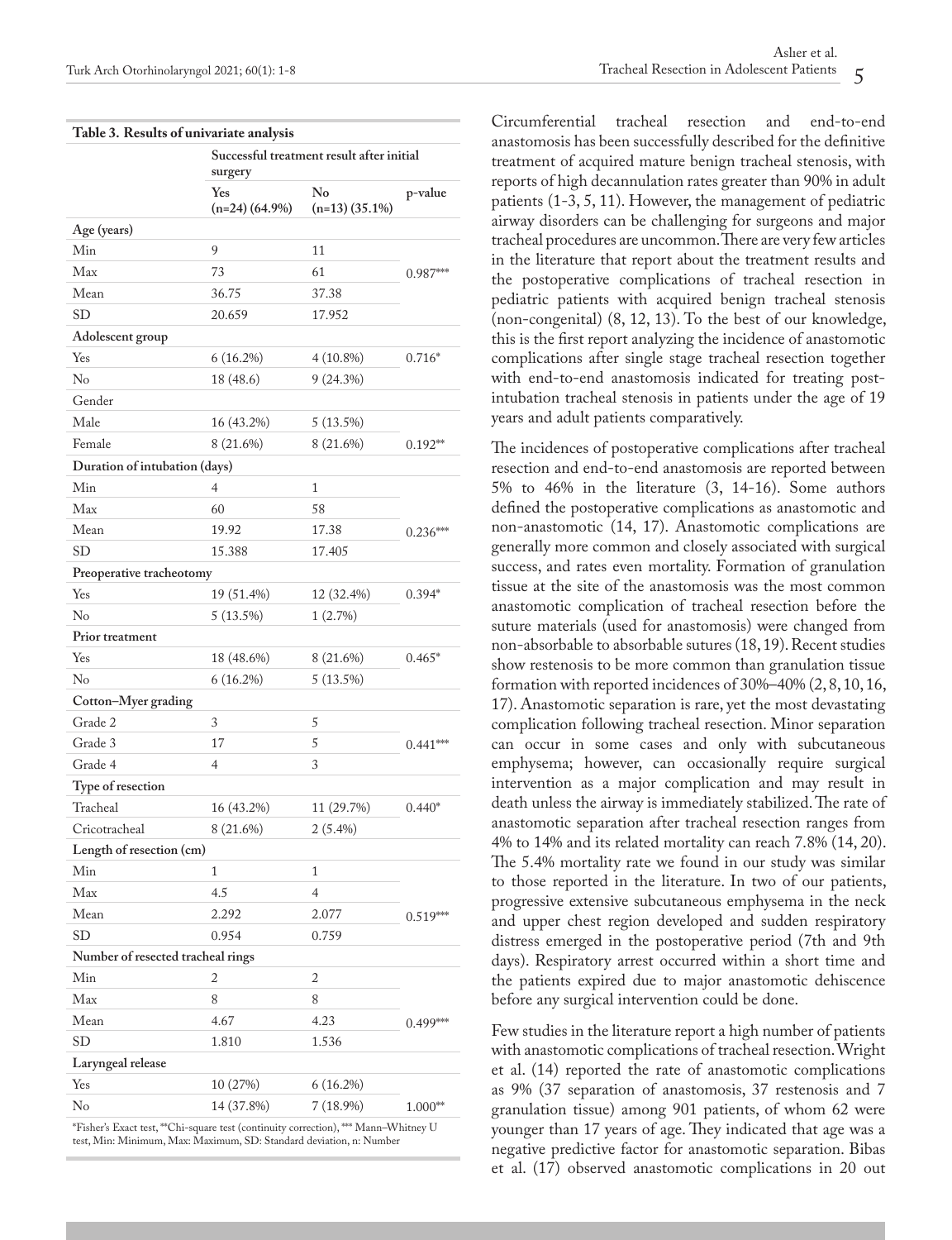**Table 3. Results of univariate analysis**

| | Successful treatment result after initial surgery | | |
|---|---|---|---|
| | Yes (n=24) (64.9%) | No (n=13) (35.1%) | p-value |
| **Age (years)** | | | |
| Min | 9 | 11 | |
| Max | 73 | 61 | 0.987*** |
| Mean | 36.75 | 37.38 | |
| SD | 20.659 | 17.952 | |
| **Adolescent group** | | | |
| Yes | 6 (16.2%) | 4 (10.8%) | 0.716* |
| No | 18 (48.6) | 9 (24.3%) | |
| Gender | | | |
| Male | 16 (43.2%) | 5 (13.5%) | |
| Female | 8 (21.6%) | 8 (21.6%) | 0.192** |
| **Duration of intubation (days)** | | | |
| Min | 4 | 1 | |
| Max | 60 | 58 | |
| Mean | 19.92 | 17.38 | 0.236*** |
| SD | 15.388 | 17.405 | |
| **Preoperative tracheotomy** | | | |
| Yes | 19 (51.4%) | 12 (32.4%) | 0.394* |
| No | 5 (13.5%) | 1 (2.7%) | |
| **Prior treatment** | | | |
| Yes | 18 (48.6%) | 8 (21.6%) | 0.465* |
| No | 6 (16.2%) | 5 (13.5%) | |
| **Cotton–Myer grading** | | | |
| Grade 2 | 3 | 5 | |
| Grade 3 | 17 | 5 | 0.441*** |
| Grade 4 | 4 | 3 | |
| **Type of resection** | | | |
| Tracheal | 16 (43.2%) | 11 (29.7%) | 0.440* |
| Cricotracheal | 8 (21.6%) | 2 (5.4%) | |
| **Length of resection (cm)** | | | |
| Min | 1 | 1 | |
| Max | 4.5 | 4 | |
| Mean | 2.292 | 2.077 | 0.519*** |
| SD | 0.954 | 0.759 | |
| **Number of resected tracheal rings** | | | |
| Min | 2 | 2 | |
| Max | 8 | 8 | |
| Mean | 4.67 | 4.23 | 0.499*** |
| SD | 1.810 | 1.536 | |
| **Laryngeal release** | | | |
| Yes | 10 (27%) | 6 (16.2%) | |
| No | 14 (37.8%) | 7 (18.9%) | 1.000** |

*Fisher's Exact test, **Chi-square test (continuity correction), *** Mann–Whitney U test, Min: Minimum, Max: Maximum, SD: Standard deviation, n: Number

Circumferential tracheal resection and end-to-end anastomosis has been successfully described for the definitive treatment of acquired mature benign tracheal stenosis, with reports of high decannulation rates greater than 90% in adult patients (1-3, 5, 11). However, the management of pediatric airway disorders can be challenging for surgeons and major tracheal procedures are uncommon. There are very few articles in the literature that report about the treatment results and the postoperative complications of tracheal resection in pediatric patients with acquired benign tracheal stenosis (non-congenital) (8, 12, 13). To the best of our knowledge, this is the first report analyzing the incidence of anastomotic complications after single stage tracheal resection together with end-to-end anastomosis indicated for treating post-intubation tracheal stenosis in patients under the age of 19 years and adult patients comparatively.

The incidences of postoperative complications after tracheal resection and end-to-end anastomosis are reported between 5% to 46% in the literature (3, 14-16). Some authors defined the postoperative complications as anastomotic and non-anastomotic (14, 17). Anastomotic complications are generally more common and closely associated with surgical success, and rates even mortality. Formation of granulation tissue at the site of the anastomosis was the most common anastomotic complication of tracheal resection before the suture materials (used for anastomosis) were changed from non-absorbable to absorbable sutures (18, 19). Recent studies show restenosis to be more common than granulation tissue formation with reported incidences of 30%–40% (2, 8, 10, 16, 17). Anastomotic separation is rare, yet the most devastating complication following tracheal resection. Minor separation can occur in some cases and only with subcutaneous emphysema; however, can occasionally require surgical intervention as a major complication and may result in death unless the airway is immediately stabilized. The rate of anastomotic separation after tracheal resection ranges from 4% to 14% and its related mortality can reach 7.8% (14, 20). The 5.4% mortality rate we found in our study was similar to those reported in the literature. In two of our patients, progressive extensive subcutaneous emphysema in the neck and upper chest region developed and sudden respiratory distress emerged in the postoperative period (7th and 9th days). Respiratory arrest occurred within a short time and the patients expired due to major anastomotic dehiscence before any surgical intervention could be done.

Few studies in the literature report a high number of patients with anastomotic complications of tracheal resection. Wright et al. (14) reported the rate of anastomotic complications as 9% (37 separation of anastomosis, 37 restenosis and 7 granulation tissue) among 901 patients, of whom 62 were younger than 17 years of age. They indicated that age was a negative predictive factor for anastomotic separation. Bibas et al. (17) observed anastomotic complications in 20 out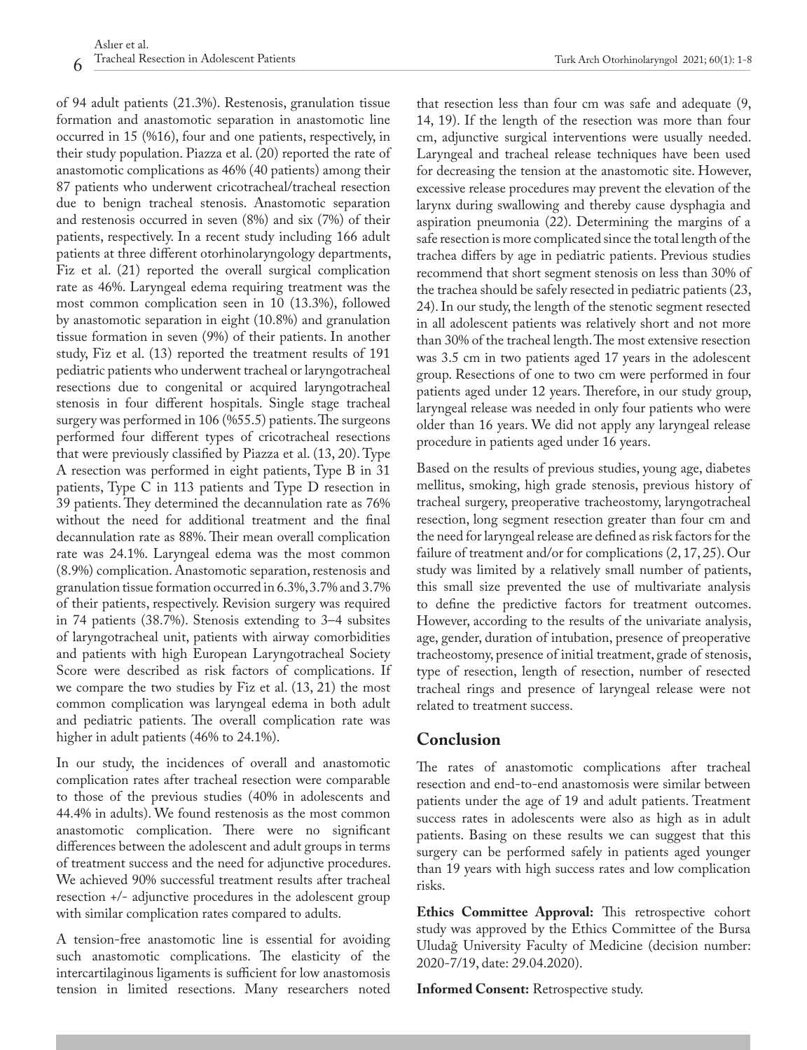of 94 adult patients (21.3%). Restenosis, granulation tissue formation and anastomotic separation in anastomotic line occurred in 15 (%16), four and one patients, respectively, in their study population. Piazza et al. (20) reported the rate of anastomotic complications as 46% (40 patients) among their 87 patients who underwent cricotracheal/tracheal resection due to benign tracheal stenosis. Anastomotic separation and restenosis occurred in seven (8%) and six (7%) of their patients, respectively. In a recent study including 166 adult patients at three different otorhinolaryngology departments, Fiz et al. (21) reported the overall surgical complication rate as 46%. Laryngeal edema requiring treatment was the most common complication seen in 10 (13.3%), followed by anastomotic separation in eight (10.8%) and granulation tissue formation in seven (9%) of their patients. In another study, Fiz et al. (13) reported the treatment results of 191 pediatric patients who underwent tracheal or laryngotracheal resections due to congenital or acquired laryngotracheal stenosis in four different hospitals. Single stage tracheal surgery was performed in 106 (%55.5) patients. The surgeons performed four different types of cricotracheal resections that were previously classified by Piazza et al. (13, 20). Type A resection was performed in eight patients, Type B in 31 patients, Type C in 113 patients and Type D resection in 39 patients. They determined the decannulation rate as 76% without the need for additional treatment and the final decannulation rate as 88%. Their mean overall complication rate was 24.1%. Laryngeal edema was the most common (8.9%) complication. Anastomotic separation, restenosis and granulation tissue formation occurred in 6.3%, 3.7% and 3.7% of their patients, respectively. Revision surgery was required in 74 patients (38.7%). Stenosis extending to 3–4 subsites of laryngotracheal unit, patients with airway comorbidities and patients with high European Laryngotracheal Society Score were described as risk factors of complications. If we compare the two studies by Fiz et al. (13, 21) the most common complication was laryngeal edema in both adult and pediatric patients. The overall complication rate was higher in adult patients (46% to 24.1%).

In our study, the incidences of overall and anastomotic complication rates after tracheal resection were comparable to those of the previous studies (40% in adolescents and 44.4% in adults). We found restenosis as the most common anastomotic complication. There were no significant differences between the adolescent and adult groups in terms of treatment success and the need for adjunctive procedures. We achieved 90% successful treatment results after tracheal resection +/- adjunctive procedures in the adolescent group with similar complication rates compared to adults.

A tension-free anastomotic line is essential for avoiding such anastomotic complications. The elasticity of the intercartilaginous ligaments is sufficient for low anastomosis tension in limited resections. Many researchers noted that resection less than four cm was safe and adequate (9, 14, 19). If the length of the resection was more than four cm, adjunctive surgical interventions were usually needed. Laryngeal and tracheal release techniques have been used for decreasing the tension at the anastomotic site. However, excessive release procedures may prevent the elevation of the larynx during swallowing and thereby cause dysphagia and aspiration pneumonia (22). Determining the margins of a safe resection is more complicated since the total length of the trachea differs by age in pediatric patients. Previous studies recommend that short segment stenosis on less than 30% of the trachea should be safely resected in pediatric patients (23, 24). In our study, the length of the stenotic segment resected in all adolescent patients was relatively short and not more than 30% of the tracheal length. The most extensive resection was 3.5 cm in two patients aged 17 years in the adolescent group. Resections of one to two cm were performed in four patients aged under 12 years. Therefore, in our study group, laryngeal release was needed in only four patients who were older than 16 years. We did not apply any laryngeal release procedure in patients aged under 16 years.

Based on the results of previous studies, young age, diabetes mellitus, smoking, high grade stenosis, previous history of tracheal surgery, preoperative tracheostomy, laryngotracheal resection, long segment resection greater than four cm and the need for laryngeal release are defined as risk factors for the failure of treatment and/or for complications (2, 17, 25). Our study was limited by a relatively small number of patients, this small size prevented the use of multivariate analysis to define the predictive factors for treatment outcomes. However, according to the results of the univariate analysis, age, gender, duration of intubation, presence of preoperative tracheostomy, presence of initial treatment, grade of stenosis, type of resection, length of resection, number of resected tracheal rings and presence of laryngeal release were not related to treatment success.

## Conclusion

The rates of anastomotic complications after tracheal resection and end-to-end anastomosis were similar between patients under the age of 19 and adult patients. Treatment success rates in adolescents were also as high as in adult patients. Basing on these results we can suggest that this surgery can be performed safely in patients aged younger than 19 years with high success rates and low complication risks.

**Ethics Committee Approval:** This retrospective cohort study was approved by the Ethics Committee of the Bursa Uludağ University Faculty of Medicine (decision number: 2020-7/19, date: 29.04.2020).

**Informed Consent:** Retrospective study.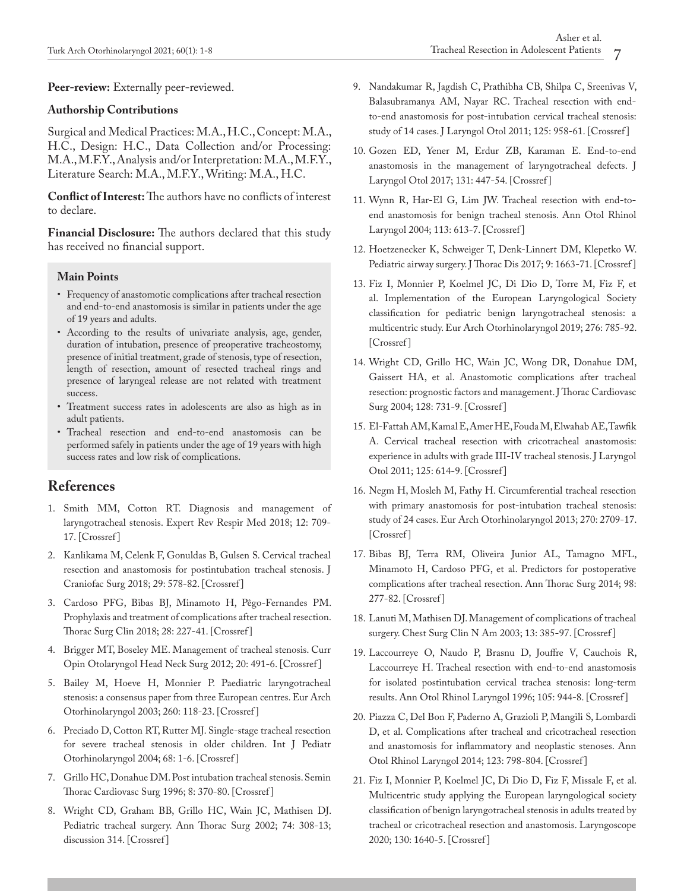**Peer-review:** Externally peer-reviewed.

**Authorship Contributions**

Surgical and Medical Practices: M.A., H.C., Concept: M.A., H.C., Design: H.C., Data Collection and/or Processing: M.A., M.F.Y., Analysis and/or Interpretation: M.A., M.F.Y., Literature Search: M.A., M.F.Y., Writing: M.A., H.C.

**Conflict of Interest:** The authors have no conflicts of interest to declare.

**Financial Disclosure:** The authors declared that this study has received no financial support.

**Main Points**

- Frequency of anastomotic complications after tracheal resection and end-to-end anastomosis is similar in patients under the age of 19 years and adults.
- According to the results of univariate analysis, age, gender, duration of intubation, presence of preoperative tracheostomy, presence of initial treatment, grade of stenosis, type of resection, length of resection, amount of resected tracheal rings and presence of laryngeal release are not related with treatment success.
- Treatment success rates in adolescents are also as high as in adult patients.
- Tracheal resection and end-to-end anastomosis can be performed safely in patients under the age of 19 years with high success rates and low risk of complications.

## References

1. Smith MM, Cotton RT. Diagnosis and management of laryngotracheal stenosis. Expert Rev Respir Med 2018; 12: 709-17. [Crossref]
2. Kanlikama M, Celenk F, Gonuldas B, Gulsen S. Cervical tracheal resection and anastomosis for postintubation tracheal stenosis. J Craniofac Surg 2018; 29: 578-82. [Crossref]
3. Cardoso PFG, Bibas BJ, Minamoto H, Pêgo-Fernandes PM. Prophylaxis and treatment of complications after tracheal resection. Thorac Surg Clin 2018; 28: 227-41. [Crossref]
4. Brigger MT, Boseley ME. Management of tracheal stenosis. Curr Opin Otolaryngol Head Neck Surg 2012; 20: 491-6. [Crossref]
5. Bailey M, Hoeve H, Monnier P. Paediatric laryngotracheal stenosis: a consensus paper from three European centres. Eur Arch Otorhinolaryngol 2003; 260: 118-23. [Crossref]
6. Preciado D, Cotton RT, Rutter MJ. Single-stage tracheal resection for severe tracheal stenosis in older children. Int J Pediatr Otorhinolaryngol 2004; 68: 1-6. [Crossref]
7. Grillo HC, Donahue DM. Post intubation tracheal stenosis. Semin Thorac Cardiovasc Surg 1996; 8: 370-80. [Crossref]
8. Wright CD, Graham BB, Grillo HC, Wain JC, Mathisen DJ. Pediatric tracheal surgery. Ann Thorac Surg 2002; 74: 308-13; discussion 314. [Crossref]
9. Nandakumar R, Jagdish C, Prathibha CB, Shilpa C, Sreenivas V, Balasubramanya AM, Nayar RC. Tracheal resection with end-to-end anastomosis for post-intubation cervical tracheal stenosis: study of 14 cases. J Laryngol Otol 2011; 125: 958-61. [Crossref]
10. Gozen ED, Yener M, Erdur ZB, Karaman E. End-to-end anastomosis in the management of laryngotracheal defects. J Laryngol Otol 2017; 131: 447-54. [Crossref]
11. Wynn R, Har-El G, Lim JW. Tracheal resection with end-to-end anastomosis for benign tracheal stenosis. Ann Otol Rhinol Laryngol 2004; 113: 613-7. [Crossref]
12. Hoetzenecker K, Schweiger T, Denk-Linnert DM, Klepetko W. Pediatric airway surgery. J Thorac Dis 2017; 9: 1663-71. [Crossref]
13. Fiz I, Monnier P, Koelmel JC, Di Dio D, Torre M, Fiz F, et al. Implementation of the European Laryngological Society classification for pediatric benign laryngotracheal stenosis: a multicentric study. Eur Arch Otorhinolaryngol 2019; 276: 785-92. [Crossref]
14. Wright CD, Grillo HC, Wain JC, Wong DR, Donahue DM, Gaissert HA, et al. Anastomotic complications after tracheal resection: prognostic factors and management. J Thorac Cardiovasc Surg 2004; 128: 731-9. [Crossref]
15. El-Fattah AM, Kamal E, Amer HE, Fouda M, Elwahab AE, Tawfik A. Cervical tracheal resection with cricotracheal anastomosis: experience in adults with grade III-IV tracheal stenosis. J Laryngol Otol 2011; 125: 614-9. [Crossref]
16. Negm H, Mosleh M, Fathy H. Circumferential tracheal resection with primary anastomosis for post-intubation tracheal stenosis: study of 24 cases. Eur Arch Otorhinolaryngol 2013; 270: 2709-17. [Crossref]
17. Bibas BJ, Terra RM, Oliveira Junior AL, Tamagno MFL, Minamoto H, Cardoso PFG, et al. Predictors for postoperative complications after tracheal resection. Ann Thorac Surg 2014; 98: 277-82. [Crossref]
18. Lanuti M, Mathisen DJ. Management of complications of tracheal surgery. Chest Surg Clin N Am 2003; 13: 385-97. [Crossref]
19. Laccourreye O, Naudo P, Brasnu D, Jouffre V, Cauchois R, Laccourreye H. Tracheal resection with end-to-end anastomosis for isolated postintubation cervical trachea stenosis: long-term results. Ann Otol Rhinol Laryngol 1996; 105: 944-8. [Crossref]
20. Piazza C, Del Bon F, Paderno A, Grazioli P, Mangili S, Lombardi D, et al. Complications after tracheal and cricotracheal resection and anastomosis for inflammatory and neoplastic stenoses. Ann Otol Rhinol Laryngol 2014; 123: 798-804. [Crossref]
21. Fiz I, Monnier P, Koelmel JC, Di Dio D, Fiz F, Missale F, et al. Multicentric study applying the European laryngological society classification of benign laryngotracheal stenosis in adults treated by tracheal or cricotracheal resection and anastomosis. Laryngoscope 2020; 130: 1640-5. [Crossref]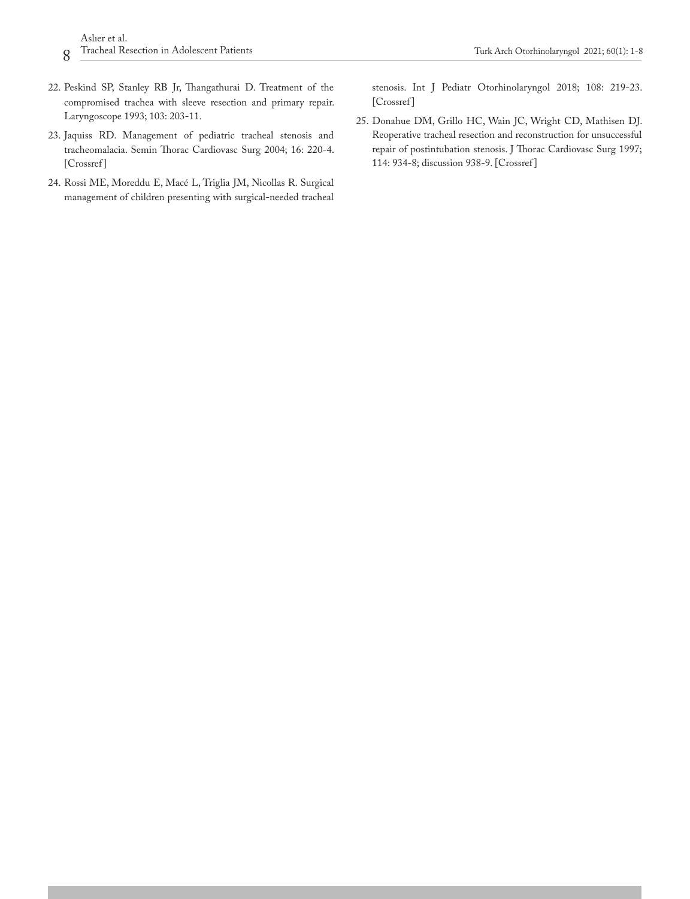22. Peskind SP, Stanley RB Jr, Thangathurai D. Treatment of the compromised trachea with sleeve resection and primary repair. Laryngoscope 1993; 103: 203-11.
23. Jaquiss RD. Management of pediatric tracheal stenosis and tracheomalacia. Semin Thorac Cardiovasc Surg 2004; 16: 220-4. [Crossref]
24. Rossi ME, Moreddu E, Macé L, Triglia JM, Nicollas R. Surgical management of children presenting with surgical-needed tracheal stenosis. Int J Pediatr Otorhinolaryngol 2018; 108: 219-23. [Crossref]
25. Donahue DM, Grillo HC, Wain JC, Wright CD, Mathisen DJ. Reoperative tracheal resection and reconstruction for unsuccessful repair of postintubation stenosis. J Thorac Cardiovasc Surg 1997; 114: 934-8; discussion 938-9. [Crossref]